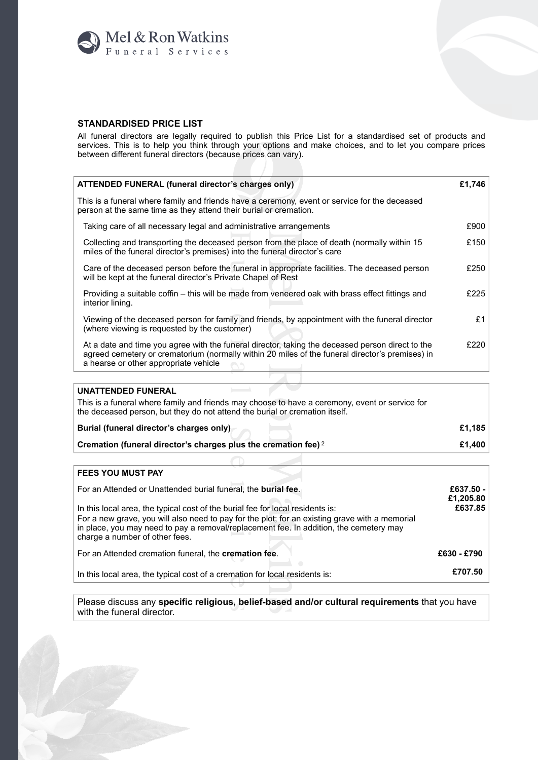Mel & Ron Watkins
Funeral Services

## STANDARDISED PRICE LIST

All funeral directors are legally required to publish this Price List for a standardised set of products and services. This is to help you think through your options and make choices, and to let you compare prices between different funeral directors (because prices can vary).

| **ATTENDED FUNERAL (funeral director's charges only)** | **£1,746** |
|---|---|
| This is a funeral where family and friends have a ceremony, event or service for the deceased person at the same time as they attend their burial or cremation. | |
| Taking care of all necessary legal and administrative arrangements | £900 |
| Collecting and transporting the deceased person from the place of death (normally within 15 miles of the funeral director's premises) into the funeral director's care | £150 |
| Care of the deceased person before the funeral in appropriate facilities. The deceased person will be kept at the funeral director's Private Chapel of Rest | £250 |
| Providing a suitable coffin – this will be made from veneered oak with brass effect fittings and interior lining. | £225 |
| Viewing of the deceased person for family and friends, by appointment with the funeral director (where viewing is requested by the customer) | £1 |
| At a date and time you agree with the funeral director, taking the deceased person direct to the agreed cemetery or crematorium (normally within 20 miles of the funeral director's premises) in a hearse or other appropriate vehicle | £220 |

| **UNATTENDED FUNERAL** | |
|---|---|
| This is a funeral where family and friends may choose to have a ceremony, event or service for the deceased person, but they do not attend the burial or cremation itself. | |
| **Burial (funeral director's charges only)** | **£1,185** |
| **Cremation (funeral director's charges plus the cremation fee)** [2] | **£1,400** |

| **FEES YOU MUST PAY** | |
|---|---|
| For an Attended or Unattended burial funeral, the **burial fee**. | **£637.50 - £1,205.80** |
| In this local area, the typical cost of the burial fee for local residents is: For a new grave, you will also need to pay for the plot; for an existing grave with a memorial in place, you may need to pay a removal/replacement fee. In addition, the cemetery may charge a number of other fees. | **£637.85** |
| For an Attended cremation funeral, the **cremation fee**. | **£630 - £790** |
| In this local area, the typical cost of a cremation for local residents is: | **£707.50** |

Please discuss any **specific religious, belief-based and/or cultural requirements** that you have with the funeral director.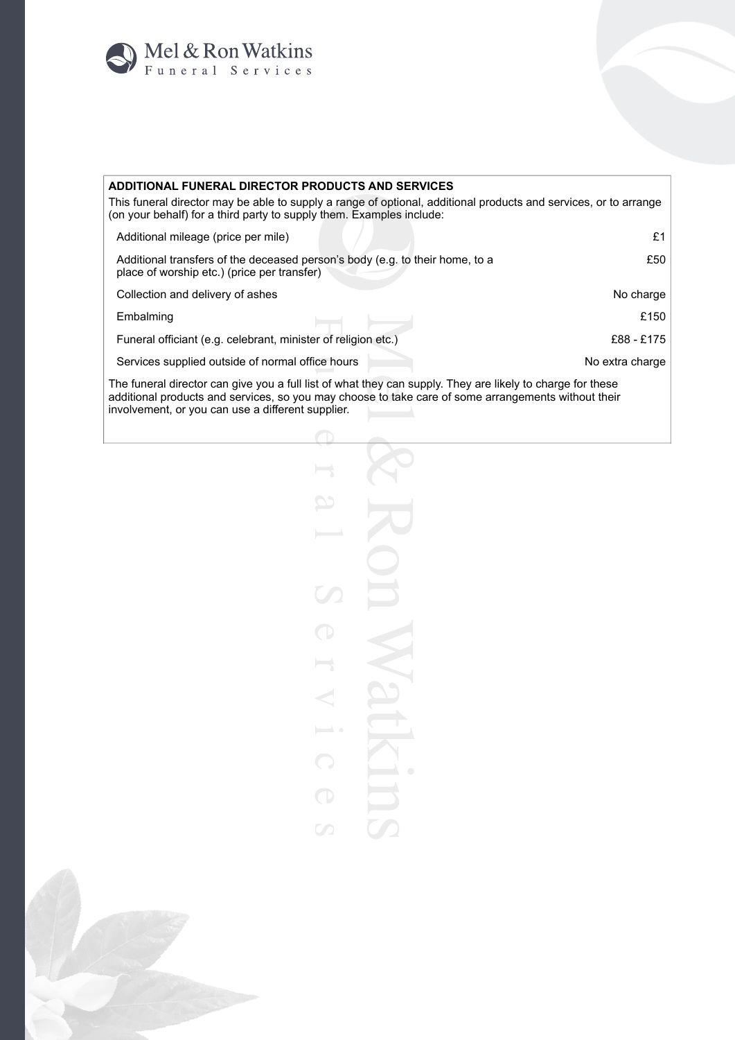## ADDITIONAL FUNERAL DIRECTOR PRODUCTS AND SERVICES

This funeral director may be able to supply a range of optional, additional products and services, or to arrange (on your behalf) for a third party to supply them. Examples include:

| | |
|---|---|
| Additional mileage (price per mile) | £1 |
| Additional transfers of the deceased person's body (e.g. to their home, to a place of worship etc.) (price per transfer) | £50 |
| Collection and delivery of ashes | No charge |
| Embalming | £150 |
| Funeral officiant (e.g. celebrant, minister of religion etc.) | £88 - £175 |
| Services supplied outside of normal office hours | No extra charge |

The funeral director can give you a full list of what they can supply. They are likely to charge for these additional products and services, so you may choose to take care of some arrangements without their involvement, or you can use a different supplier.